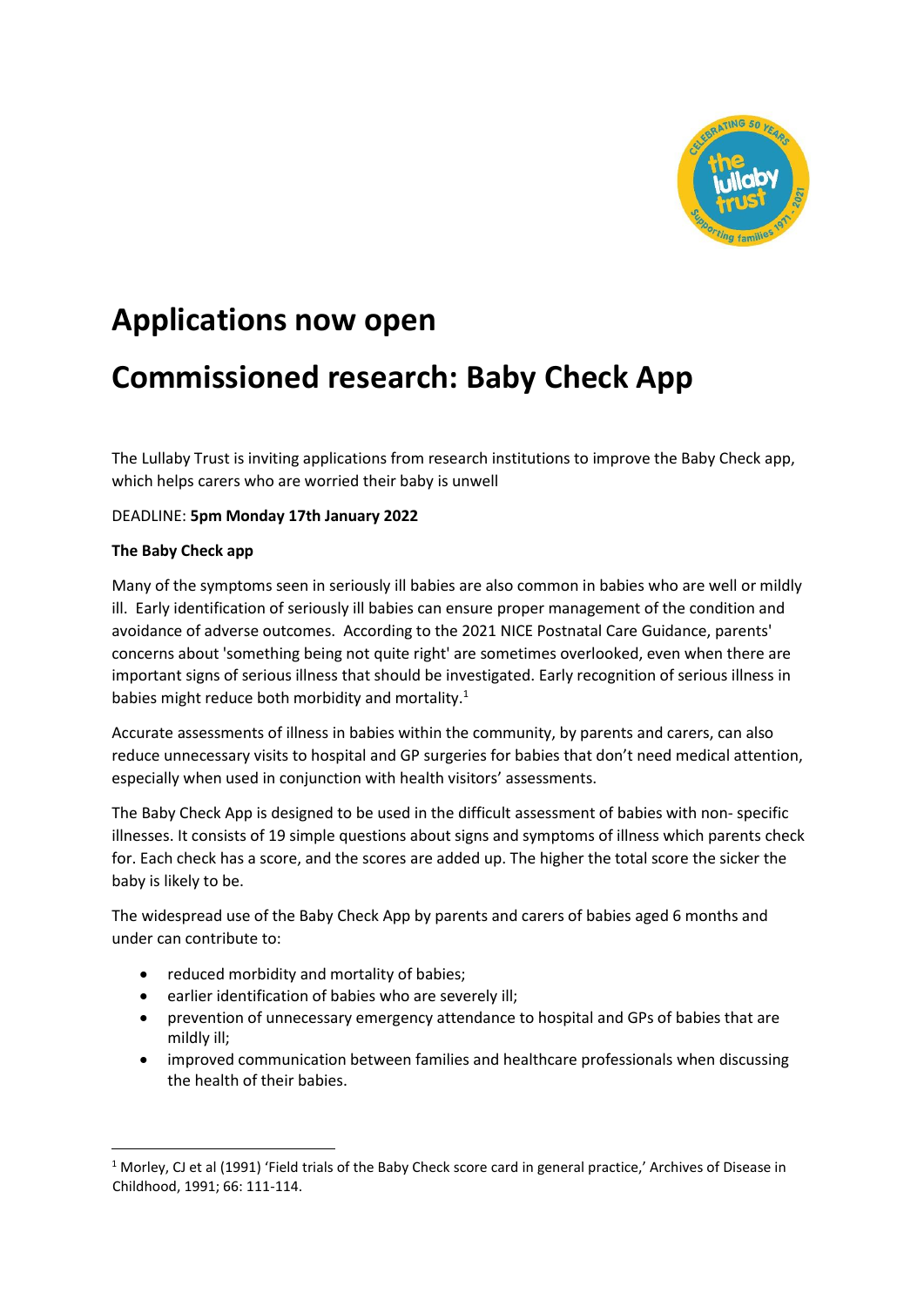# Applications now open

# Commissioned research: Baby Check App

The Lullaby Trust is inviting applications from research institutions to improve the Baby Check app, which helps carers who are worried their baby is unwell

DEADLINE: **5pm Monday 17th January 2022**

**The Baby Check app**

Many of the symptoms seen in seriously ill babies are also common in babies who are well or mildly ill. Early identification of seriously ill babies can ensure proper management of the condition and avoidance of adverse outcomes. According to the 2021 NICE Postnatal Care Guidance, parents' concerns about 'something being not quite right' are sometimes overlooked, even when there are important signs of serious illness that should be investigated. Early recognition of serious illness in babies might reduce both morbidity and mortality.[1]

Accurate assessments of illness in babies within the community, by parents and carers, can also reduce unnecessary visits to hospital and GP surgeries for babies that don't need medical attention, especially when used in conjunction with health visitors' assessments.

The Baby Check App is designed to be used in the difficult assessment of babies with non- specific illnesses. It consists of 19 simple questions about signs and symptoms of illness which parents check for. Each check has a score, and the scores are added up. The higher the total score the sicker the baby is likely to be.

The widespread use of the Baby Check App by parents and carers of babies aged 6 months and under can contribute to:

- reduced morbidity and mortality of babies;
- earlier identification of babies who are severely ill;
- prevention of unnecessary emergency attendance to hospital and GPs of babies that are mildly ill;
- improved communication between families and healthcare professionals when discussing the health of their babies.

[1] Morley, CJ et al (1991) 'Field trials of the Baby Check score card in general practice,' Archives of Disease in Childhood, 1991; 66: 111-114.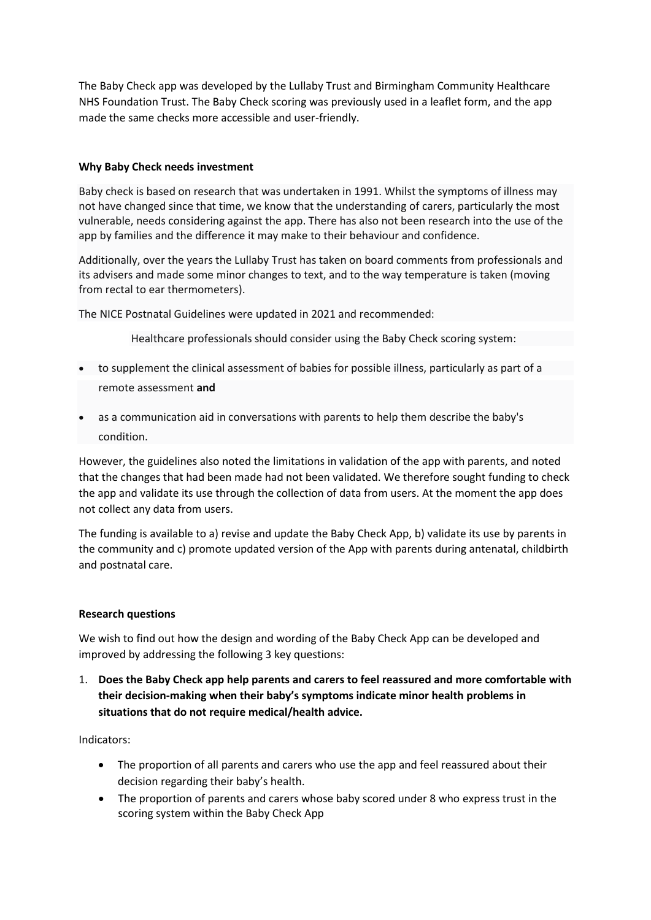The Baby Check app was developed by the Lullaby Trust and Birmingham Community Healthcare NHS Foundation Trust. The Baby Check scoring was previously used in a leaflet form, and the app made the same checks more accessible and user-friendly.

**Why Baby Check needs investment**

Baby check is based on research that was undertaken in 1991. Whilst the symptoms of illness may not have changed since that time, we know that the understanding of carers, particularly the most vulnerable, needs considering against the app. There has also not been research into the use of the app by families and the difference it may make to their behaviour and confidence.

Additionally, over the years the Lullaby Trust has taken on board comments from professionals and its advisers and made some minor changes to text, and to the way temperature is taken (moving from rectal to ear thermometers).

The NICE Postnatal Guidelines were updated in 2021 and recommended:

> Healthcare professionals should consider using the Baby Check scoring system:

- to supplement the clinical assessment of babies for possible illness, particularly as part of a remote assessment **and**
- as a communication aid in conversations with parents to help them describe the baby's condition.

However, the guidelines also noted the limitations in validation of the app with parents, and noted that the changes that had been made had not been validated. We therefore sought funding to check the app and validate its use through the collection of data from users. At the moment the app does not collect any data from users.

The funding is available to a) revise and update the Baby Check App, b) validate its use by parents in the community and c) promote updated version of the App with parents during antenatal, childbirth and postnatal care.

**Research questions**

We wish to find out how the design and wording of the Baby Check App can be developed and improved by addressing the following 3 key questions:

1. **Does the Baby Check app help parents and carers to feel reassured and more comfortable with their decision-making when their baby's symptoms indicate minor health problems in situations that do not require medical/health advice.**

Indicators:

- The proportion of all parents and carers who use the app and feel reassured about their decision regarding their baby's health.
- The proportion of parents and carers whose baby scored under 8 who express trust in the scoring system within the Baby Check App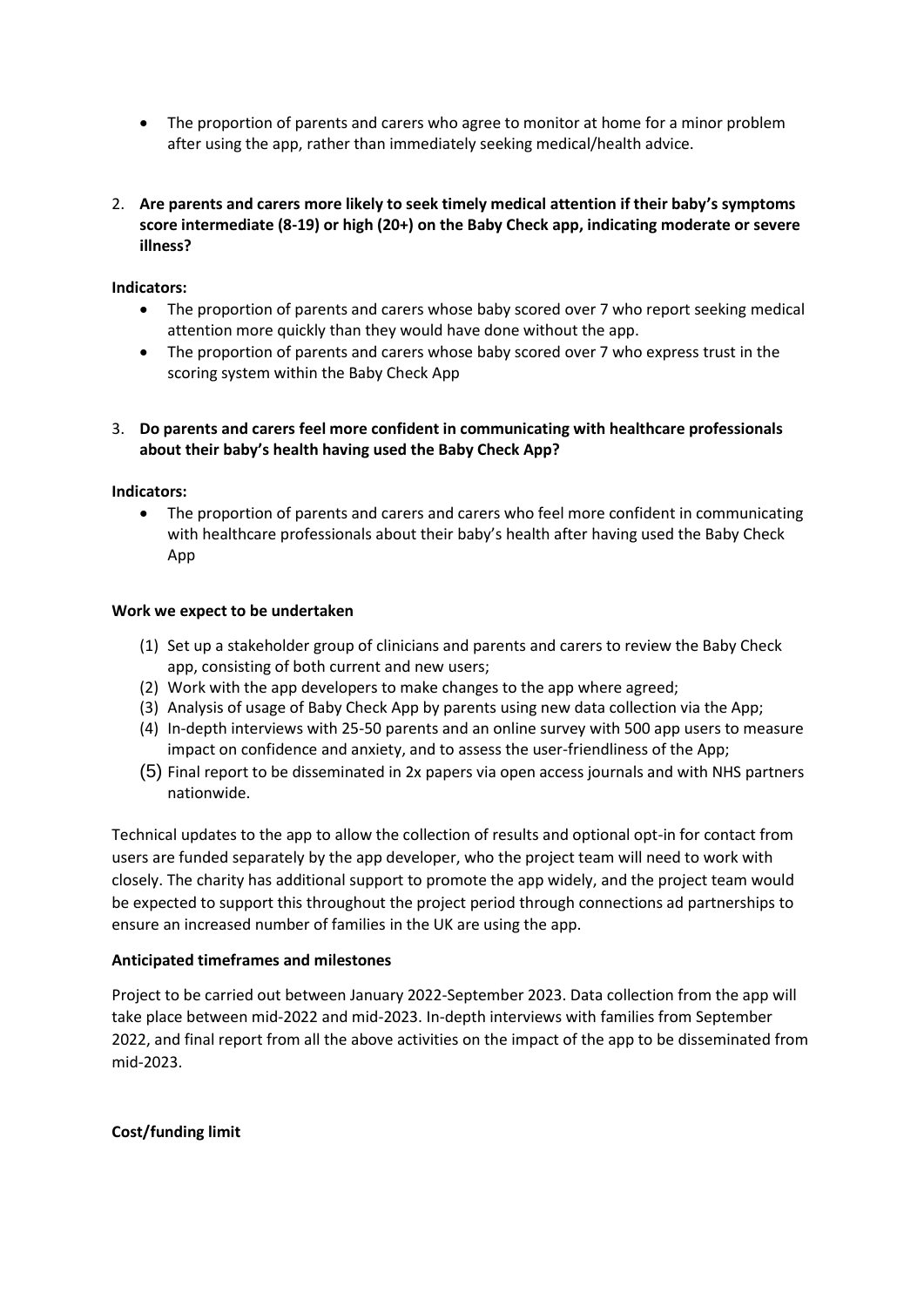- The proportion of parents and carers who agree to monitor at home for a minor problem after using the app, rather than immediately seeking medical/health advice.

2. **Are parents and carers more likely to seek timely medical attention if their baby's symptoms score intermediate (8-19) or high (20+) on the Baby Check app, indicating moderate or severe illness?**

**Indicators:**

- The proportion of parents and carers whose baby scored over 7 who report seeking medical attention more quickly than they would have done without the app.
- The proportion of parents and carers whose baby scored over 7 who express trust in the scoring system within the Baby Check App

3. **Do parents and carers feel more confident in communicating with healthcare professionals about their baby's health having used the Baby Check App?**

**Indicators:**

- The proportion of parents and carers and carers who feel more confident in communicating with healthcare professionals about their baby's health after having used the Baby Check App

**Work we expect to be undertaken**

(1) Set up a stakeholder group of clinicians and parents and carers to review the Baby Check app, consisting of both current and new users;
(2) Work with the app developers to make changes to the app where agreed;
(3) Analysis of usage of Baby Check App by parents using new data collection via the App;
(4) In-depth interviews with 25-50 parents and an online survey with 500 app users to measure impact on confidence and anxiety, and to assess the user-friendliness of the App;
(5) Final report to be disseminated in 2x papers via open access journals and with NHS partners nationwide.

Technical updates to the app to allow the collection of results and optional opt-in for contact from users are funded separately by the app developer, who the project team will need to work with closely. The charity has additional support to promote the app widely, and the project team would be expected to support this throughout the project period through connections ad partnerships to ensure an increased number of families in the UK are using the app.

**Anticipated timeframes and milestones**

Project to be carried out between January 2022-September 2023. Data collection from the app will take place between mid-2022 and mid-2023. In-depth interviews with families from September 2022, and final report from all the above activities on the impact of the app to be disseminated from mid-2023.

**Cost/funding limit**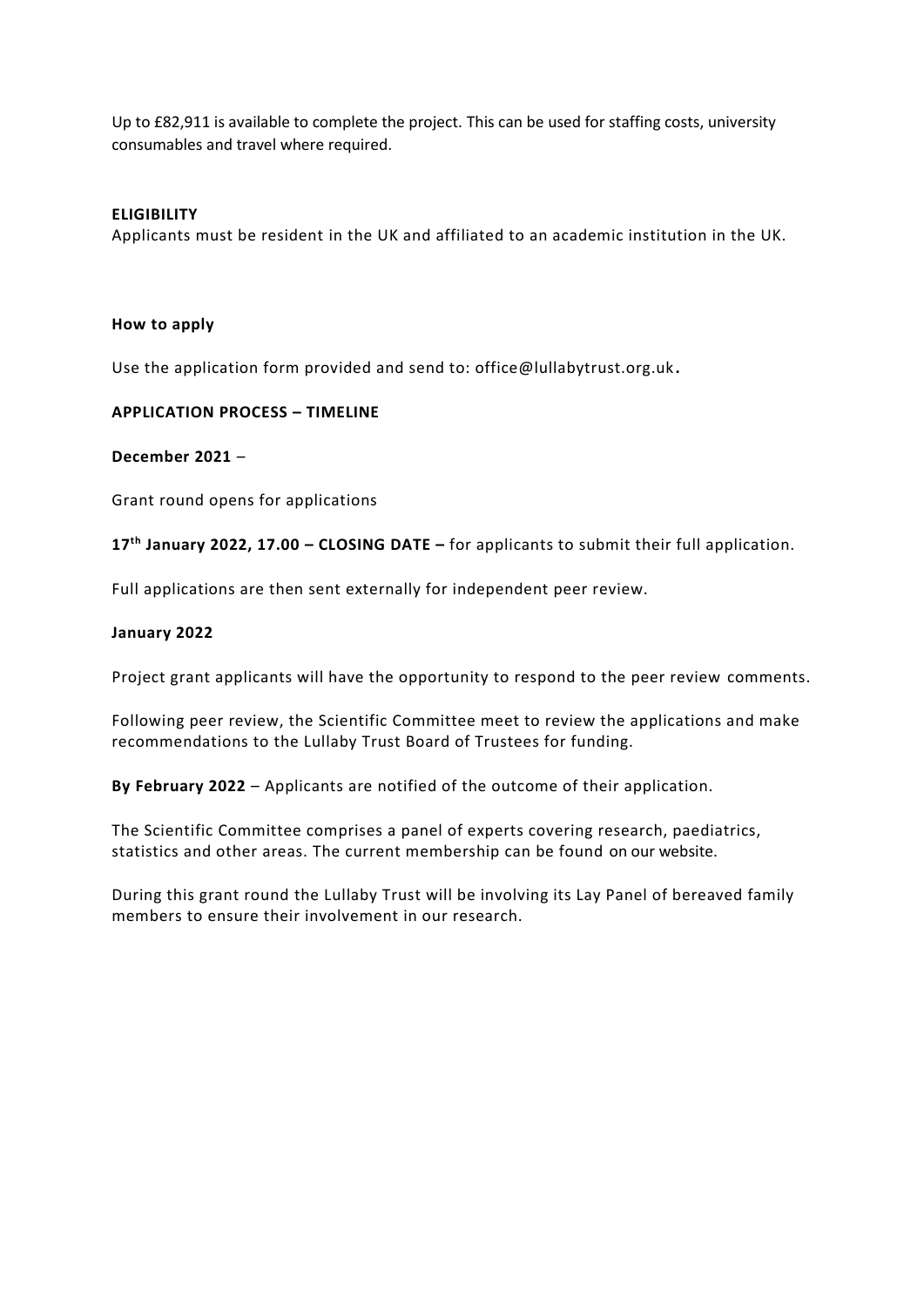Up to £82,911 is available to complete the project. This can be used for staffing costs, university consumables and travel where required.

**ELIGIBILITY**

Applicants must be resident in the UK and affiliated to an academic institution in the UK.

**How to apply**

Use the application form provided and send to: office@lullabytrust.org.uk.

**APPLICATION PROCESS – TIMELINE**

**December 2021** –

Grant round opens for applications

**17th January 2022, 17.00 – CLOSING DATE –** for applicants to submit their full application.

Full applications are then sent externally for independent peer review.

**January 2022**

Project grant applicants will have the opportunity to respond to the peer review comments.

Following peer review, the Scientific Committee meet to review the applications and make recommendations to the Lullaby Trust Board of Trustees for funding.

**By February 2022** – Applicants are notified of the outcome of their application.

The Scientific Committee comprises a panel of experts covering research, paediatrics, statistics and other areas. The current membership can be found on our website.

During this grant round the Lullaby Trust will be involving its Lay Panel of bereaved family members to ensure their involvement in our research.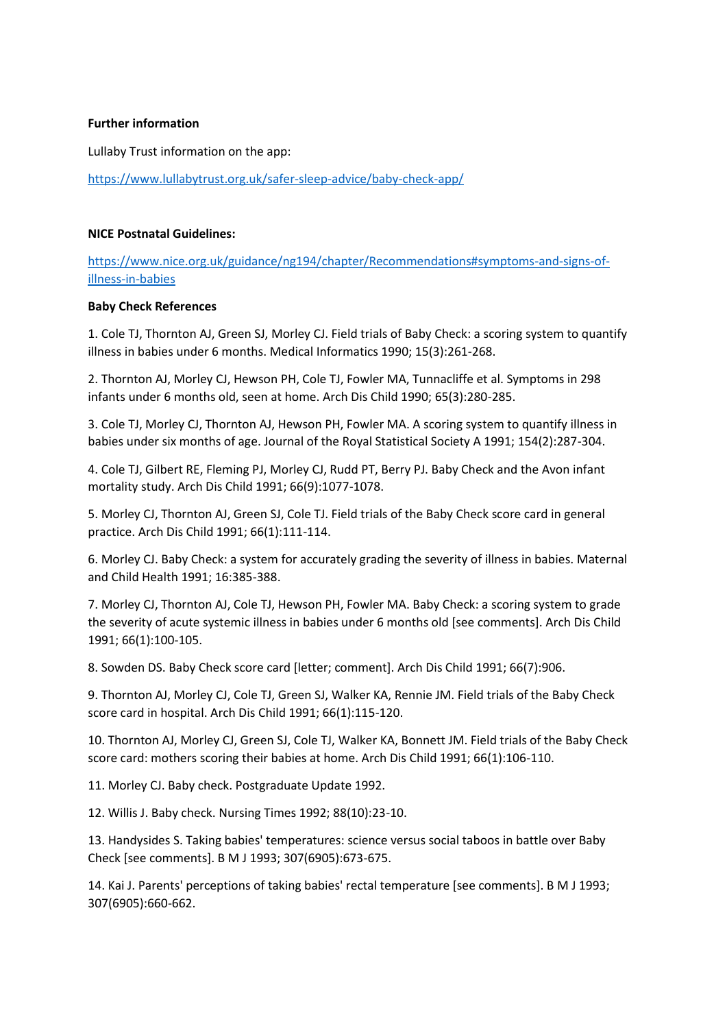**Further information**

Lullaby Trust information on the app:

https://www.lullabytrust.org.uk/safer-sleep-advice/baby-check-app/

**NICE Postnatal Guidelines:**

https://www.nice.org.uk/guidance/ng194/chapter/Recommendations#symptoms-and-signs-of-illness-in-babies

**Baby Check References**

1. Cole TJ, Thornton AJ, Green SJ, Morley CJ. Field trials of Baby Check: a scoring system to quantify illness in babies under 6 months. Medical Informatics 1990; 15(3):261-268.

2. Thornton AJ, Morley CJ, Hewson PH, Cole TJ, Fowler MA, Tunnacliffe et al. Symptoms in 298 infants under 6 months old, seen at home. Arch Dis Child 1990; 65(3):280-285.

3. Cole TJ, Morley CJ, Thornton AJ, Hewson PH, Fowler MA. A scoring system to quantify illness in babies under six months of age. Journal of the Royal Statistical Society A 1991; 154(2):287-304.

4. Cole TJ, Gilbert RE, Fleming PJ, Morley CJ, Rudd PT, Berry PJ. Baby Check and the Avon infant mortality study. Arch Dis Child 1991; 66(9):1077-1078.

5. Morley CJ, Thornton AJ, Green SJ, Cole TJ. Field trials of the Baby Check score card in general practice. Arch Dis Child 1991; 66(1):111-114.

6. Morley CJ. Baby Check: a system for accurately grading the severity of illness in babies. Maternal and Child Health 1991; 16:385-388.

7. Morley CJ, Thornton AJ, Cole TJ, Hewson PH, Fowler MA. Baby Check: a scoring system to grade the severity of acute systemic illness in babies under 6 months old [see comments]. Arch Dis Child 1991; 66(1):100-105.

8. Sowden DS. Baby Check score card [letter; comment]. Arch Dis Child 1991; 66(7):906.

9. Thornton AJ, Morley CJ, Cole TJ, Green SJ, Walker KA, Rennie JM. Field trials of the Baby Check score card in hospital. Arch Dis Child 1991; 66(1):115-120.

10. Thornton AJ, Morley CJ, Green SJ, Cole TJ, Walker KA, Bonnett JM. Field trials of the Baby Check score card: mothers scoring their babies at home. Arch Dis Child 1991; 66(1):106-110.

11. Morley CJ. Baby check. Postgraduate Update 1992.

12. Willis J. Baby check. Nursing Times 1992; 88(10):23-10.

13. Handysides S. Taking babies' temperatures: science versus social taboos in battle over Baby Check [see comments]. B M J 1993; 307(6905):673-675.

14. Kai J. Parents' perceptions of taking babies' rectal temperature [see comments]. B M J 1993; 307(6905):660-662.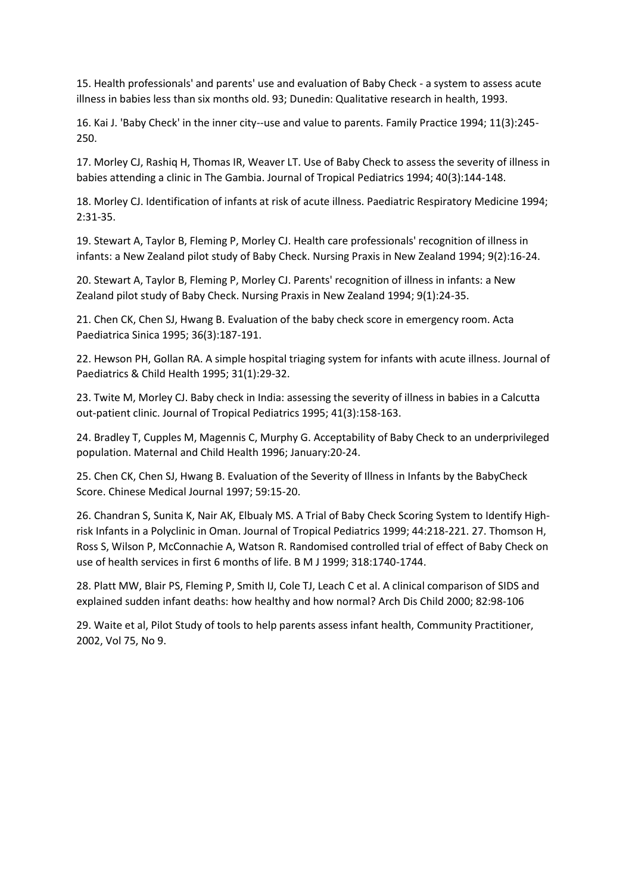15. Health professionals' and parents' use and evaluation of Baby Check - a system to assess acute illness in babies less than six months old. 93; Dunedin: Qualitative research in health, 1993.

16. Kai J. 'Baby Check' in the inner city--use and value to parents. Family Practice 1994; 11(3):245-250.

17. Morley CJ, Rashiq H, Thomas IR, Weaver LT. Use of Baby Check to assess the severity of illness in babies attending a clinic in The Gambia. Journal of Tropical Pediatrics 1994; 40(3):144-148.

18. Morley CJ. Identification of infants at risk of acute illness. Paediatric Respiratory Medicine 1994; 2:31-35.

19. Stewart A, Taylor B, Fleming P, Morley CJ. Health care professionals' recognition of illness in infants: a New Zealand pilot study of Baby Check. Nursing Praxis in New Zealand 1994; 9(2):16-24.

20. Stewart A, Taylor B, Fleming P, Morley CJ. Parents' recognition of illness in infants: a New Zealand pilot study of Baby Check. Nursing Praxis in New Zealand 1994; 9(1):24-35.

21. Chen CK, Chen SJ, Hwang B. Evaluation of the baby check score in emergency room. Acta Paediatrica Sinica 1995; 36(3):187-191.

22. Hewson PH, Gollan RA. A simple hospital triaging system for infants with acute illness. Journal of Paediatrics & Child Health 1995; 31(1):29-32.

23. Twite M, Morley CJ. Baby check in India: assessing the severity of illness in babies in a Calcutta out-patient clinic. Journal of Tropical Pediatrics 1995; 41(3):158-163.

24. Bradley T, Cupples M, Magennis C, Murphy G. Acceptability of Baby Check to an underprivileged population. Maternal and Child Health 1996; January:20-24.

25. Chen CK, Chen SJ, Hwang B. Evaluation of the Severity of Illness in Infants by the BabyCheck Score. Chinese Medical Journal 1997; 59:15-20.

26. Chandran S, Sunita K, Nair AK, Elbualy MS. A Trial of Baby Check Scoring System to Identify High-risk Infants in a Polyclinic in Oman. Journal of Tropical Pediatrics 1999; 44:218-221. 27. Thomson H, Ross S, Wilson P, McConnachie A, Watson R. Randomised controlled trial of effect of Baby Check on use of health services in first 6 months of life. B M J 1999; 318:1740-1744.

28. Platt MW, Blair PS, Fleming P, Smith IJ, Cole TJ, Leach C et al. A clinical comparison of SIDS and explained sudden infant deaths: how healthy and how normal? Arch Dis Child 2000; 82:98-106

29. Waite et al, Pilot Study of tools to help parents assess infant health, Community Practitioner, 2002, Vol 75, No 9.